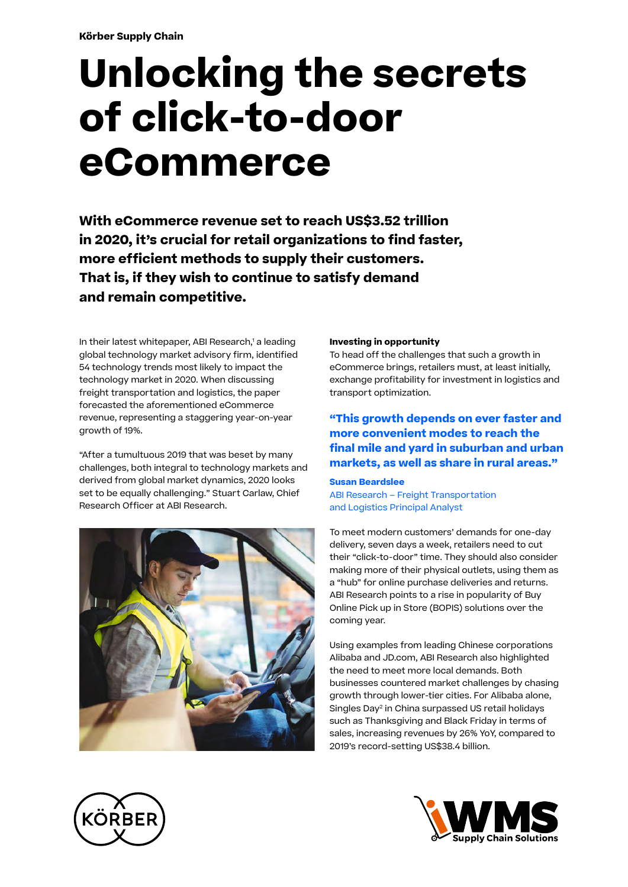**Körber Supply Chain**

# Unlocking the secrets of click-to-door eCommerce

**With eCommerce revenue set to reach US$3.52 trillion in 2020, it's crucial for retail organizations to find faster, more efficient methods to supply their customers. That is, if they wish to continue to satisfy demand and remain competitive.**

In their latest whitepaper, ABI Research,[1] a leading global technology market advisory firm, identified 54 technology trends most likely to impact the technology market in 2020. When discussing freight transportation and logistics, the paper forecasted the aforementioned eCommerce revenue, representing a staggering year-on-year growth of 19%.

"After a tumultuous 2019 that was beset by many challenges, both integral to technology markets and derived from global market dynamics, 2020 looks set to be equally challenging." Stuart Carlaw, Chief Research Officer at ABI Research.

### Investing in opportunity

To head off the challenges that such a growth in eCommerce brings, retailers must, at least initially, exchange profitability for investment in logistics and transport optimization.

> **"This growth depends on ever faster and more convenient modes to reach the final mile and yard in suburban and urban markets, as well as share in rural areas."**
>
> **Susan Beardslee**
> ABI Research – Freight Transportation and Logistics Principal Analyst

To meet modern customers' demands for one-day delivery, seven days a week, retailers need to cut their "click-to-door" time. They should also consider making more of their physical outlets, using them as a "hub" for online purchase deliveries and returns. ABI Research points to a rise in popularity of Buy Online Pick up in Store (BOPIS) solutions over the coming year.

Using examples from leading Chinese corporations Alibaba and JD.com, ABI Research also highlighted the need to meet more local demands. Both businesses countered market challenges by chasing growth through lower-tier cities. For Alibaba alone, Singles Day[2] in China surpassed US retail holidays such as Thanksgiving and Black Friday in terms of sales, increasing revenues by 26% YoY, compared to 2019's record-setting US$38.4 billion.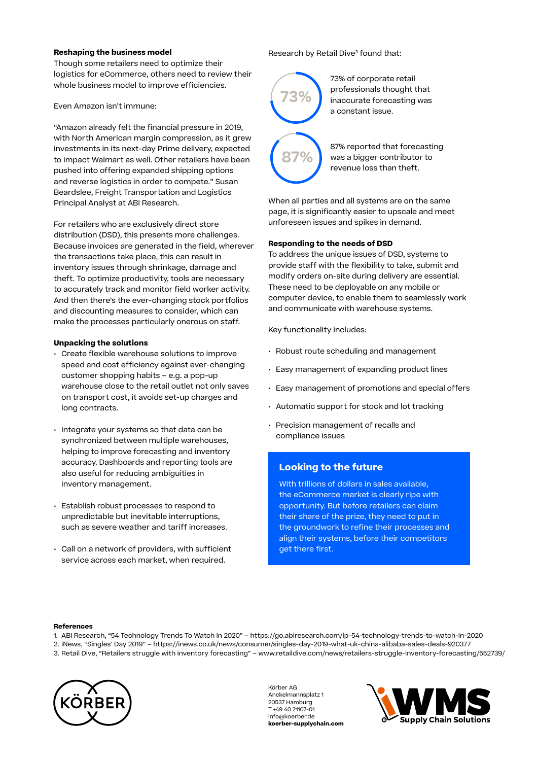### Reshaping the business model

Though some retailers need to optimize their logistics for eCommerce, others need to review their whole business model to improve efficiencies.

Even Amazon isn't immune:

"Amazon already felt the financial pressure in 2019, with North American margin compression, as it grew investments in its next-day Prime delivery, expected to impact Walmart as well. Other retailers have been pushed into offering expanded shipping options and reverse logistics in order to compete." Susan Beardslee, Freight Transportation and Logistics Principal Analyst at ABI Research.

For retailers who are exclusively direct store distribution (DSD), this presents more challenges. Because invoices are generated in the field, wherever the transactions take place, this can result in inventory issues through shrinkage, damage and theft. To optimize productivity, tools are necessary to accurately track and monitor field worker activity. And then there's the ever-changing stock portfolios and discounting measures to consider, which can make the processes particularly onerous on staff.

### Unpacking the solutions

- Create flexible warehouse solutions to improve speed and cost efficiency against ever-changing customer shopping habits – e.g. a pop-up warehouse close to the retail outlet not only saves on transport cost, it avoids set-up charges and long contracts.
- Integrate your systems so that data can be synchronized between multiple warehouses, helping to improve forecasting and inventory accuracy. Dashboards and reporting tools are also useful for reducing ambiguities in inventory management.
- Establish robust processes to respond to unpredictable but inevitable interruptions, such as severe weather and tariff increases.
- Call on a network of providers, with sufficient service across each market, when required.

Research by Retail Dive[3] found that:

73%

73% of corporate retail professionals thought that inaccurate forecasting was a constant issue.

87%

87% reported that forecasting was a bigger contributor to revenue loss than theft.

When all parties and all systems are on the same page, it is significantly easier to upscale and meet unforeseen issues and spikes in demand.

### Responding to the needs of DSD

To address the unique issues of DSD, systems to provide staff with the flexibility to take, submit and modify orders on-site during delivery are essential. These need to be deployable on any mobile or computer device, to enable them to seamlessly work and communicate with warehouse systems.

Key functionality includes:

- Robust route scheduling and management
- Easy management of expanding product lines
- Easy management of promotions and special offers
- Automatic support for stock and lot tracking
- Precision management of recalls and compliance issues

## Looking to the future

With trillions of dollars in sales available, the eCommerce market is clearly ripe with opportunity. But before retailers can claim their share of the prize, they need to put in the groundwork to refine their processes and align their systems, before their competitors get there first.

### References

1. ABI Research, "54 Technology Trends To Watch In 2020" – https://go.abiresearch.com/lp-54-technology-trends-to-watch-in-2020
2. iNews, "Singles' Day 2019" – https://inews.co.uk/news/consumer/singles-day-2019-what-uk-china-alibaba-sales-deals-920377
3. Retail Dive, "Retailers struggle with inventory forecasting" – www.retaildive.com/news/retailers-struggle-inventory-forecasting/552739/

KÖRBER

Körber AG
Anckelmannsplatz 1
20537 Hamburg
T +49 40 21107-01
info@koerber.de
**koerber-supplychain.com**

iWMS Supply Chain Solutions